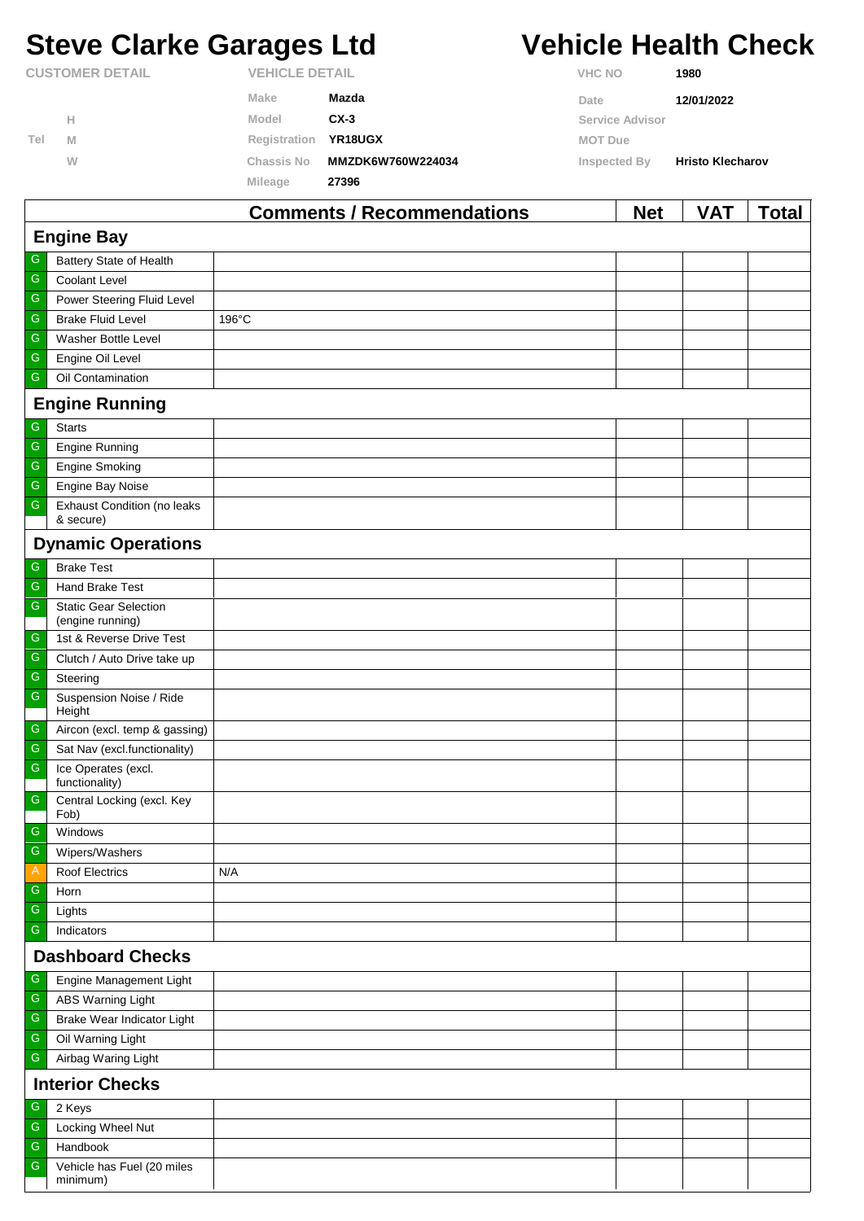# Steve Clarke Garages Ltd

# Vehicle Health Check

**CUSTOMER DETAIL**

Tel H
M
W

**VEHICLE DETAIL**

| | |
|---|---|
| Make | **Mazda** |
| Model | **CX-3** |
| Registration | **YR18UGX** |
| Chassis No | **MMZDK6W760W224034** |
| Mileage | **27396** |

| | |
|---|---|
| VHC NO | **1980** |
| Date | **12/01/2022** |
| Service Advisor | |
| MOT Due | |
| Inspected By | **Hristo Klecharov** |

| | | Comments / Recommendations | Net | VAT | Total |
|---|---|---|---|---|---|
| **Engine Bay** | | | | | |
| G | Battery State of Health | | | | |
| G | Coolant Level | | | | |
| G | Power Steering Fluid Level | | | | |
| G | Brake Fluid Level | 196°C | | | |
| G | Washer Bottle Level | | | | |
| G | Engine Oil Level | | | | |
| G | Oil Contamination | | | | |
| **Engine Running** | | | | | |
| G | Starts | | | | |
| G | Engine Running | | | | |
| G | Engine Smoking | | | | |
| G | Engine Bay Noise | | | | |
| G | Exhaust Condition (no leaks & secure) | | | | |
| **Dynamic Operations** | | | | | |
| G | Brake Test | | | | |
| G | Hand Brake Test | | | | |
| G | Static Gear Selection (engine running) | | | | |
| G | 1st & Reverse Drive Test | | | | |
| G | Clutch / Auto Drive take up | | | | |
| G | Steering | | | | |
| G | Suspension Noise / Ride Height | | | | |
| G | Aircon (excl. temp & gassing) | | | | |
| G | Sat Nav (excl.functionality) | | | | |
| G | Ice Operates (excl. functionality) | | | | |
| G | Central Locking (excl. Key Fob) | | | | |
| G | Windows | | | | |
| G | Wipers/Washers | | | | |
| A | Roof Electrics | N/A | | | |
| G | Horn | | | | |
| G | Lights | | | | |
| G | Indicators | | | | |
| **Dashboard Checks** | | | | | |
| G | Engine Management Light | | | | |
| G | ABS Warning Light | | | | |
| G | Brake Wear Indicator Light | | | | |
| G | Oil Warning Light | | | | |
| G | Airbag Waring Light | | | | |
| **Interior Checks** | | | | | |
| G | 2 Keys | | | | |
| G | Locking Wheel Nut | | | | |
| G | Handbook | | | | |
| G | Vehicle has Fuel (20 miles minimum) | | | | |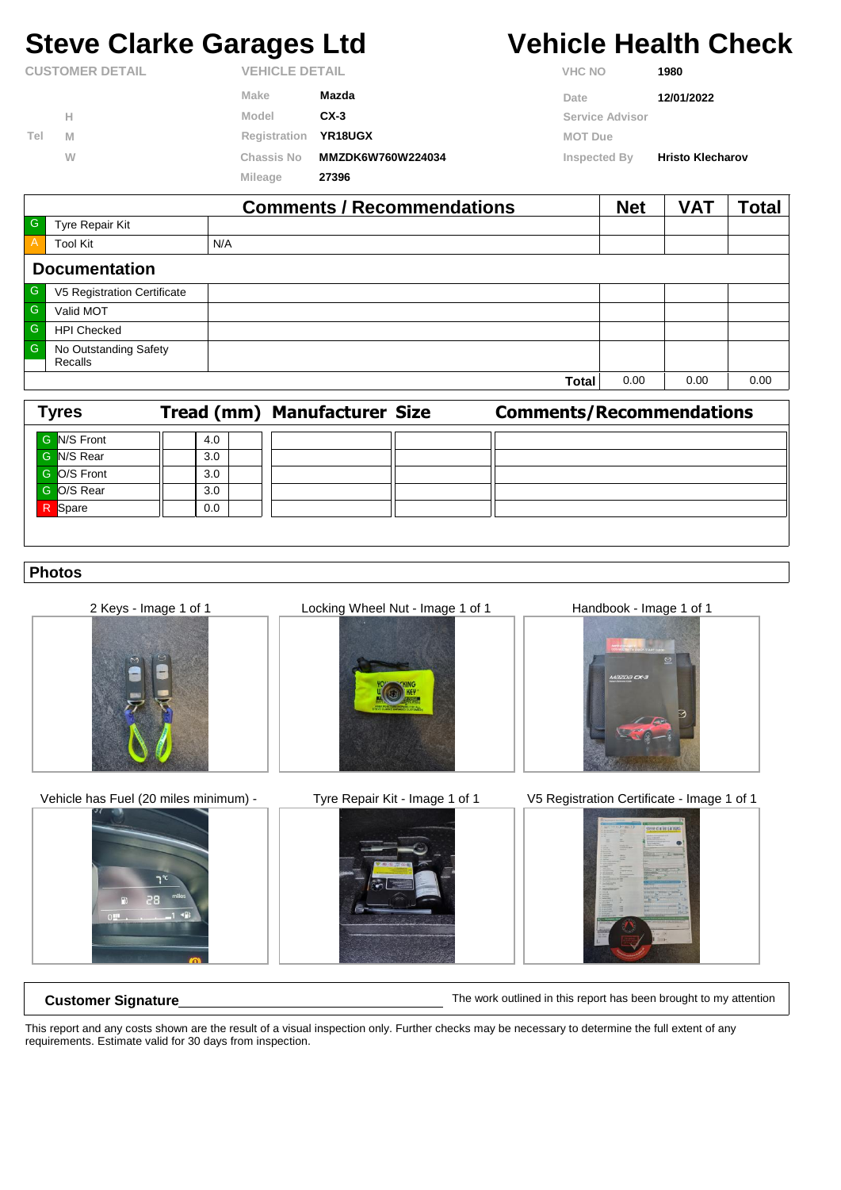# Steve Clarke Garages Ltd

# Vehicle Health Check

| CUSTOMER DETAIL | | VEHICLE DETAIL | | | |
|---|---|---|---|---|---|
| | | | | VHC NO | 1980 |
| | | Make | Mazda | | |
| | H | Model | CX-3 | Date | 12/01/2022 |
| Tel | M | Registration | YR18UGX | Service Advisor | |
| | W | Chassis No | MMZDK6W760W224034 | MOT Due | |
| | | Mileage | 27396 | Inspected By | Hristo Klecharov |

| | | Comments / Recommendations | Net | VAT | Total |
|---|---|---|---|---|---|
| G | Tyre Repair Kit | | | | |
| A | Tool Kit | N/A | | | |
| **Documentation** | | | | | |
| G | V5 Registration Certificate | | | | |
| G | Valid MOT | | | | |
| G | HPI Checked | | | | |
| G | No Outstanding Safety Recalls | | | | |
| | | **Total** | 0.00 | 0.00 | 0.00 |

| | Tyres | Tread (mm) | Manufacturer | Size | Comments/Recommendations |
|---|---|---|---|---|---|
| G | N/S Front | 4.0 | | | |
| G | N/S Rear | 3.0 | | | |
| G | O/S Front | 3.0 | | | |
| G | O/S Rear | 3.0 | | | |
| R | Spare | 0.0 | | | |

## Photos

2 Keys - Image 1 of 1

Locking Wheel Nut - Image 1 of 1

Handbook - Image 1 of 1

Vehicle has Fuel (20 miles minimum) -

Tyre Repair Kit - Image 1 of 1

V5 Registration Certificate - Image 1 of 1

**Customer Signature**\_\_\_\_\_\_\_\_\_\_\_\_\_\_\_\_\_\_\_\_\_\_\_\_\_\_\_\_\_\_\_\_\_\_\_\_ The work outlined in this report has been brought to my attention

This report and any costs shown are the result of a visual inspection only. Further checks may be necessary to determine the full extent of any requirements. Estimate valid for 30 days from inspection.